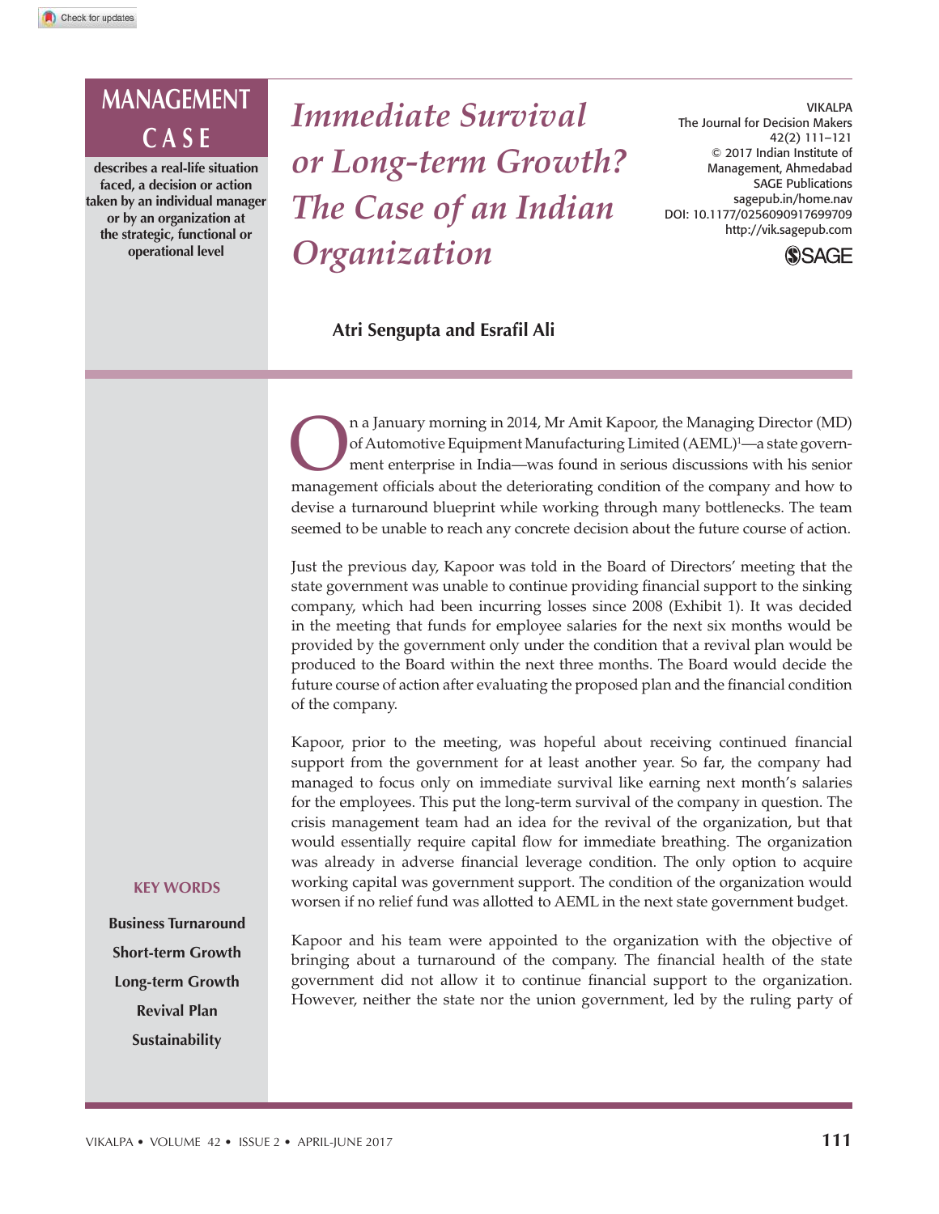MANAGEMENT CASE

describes a real-life situation faced, a decision or action taken by an individual manager or by an organization at the strategic, functional or operational level

# Immediate Survival or Long-term Growth? The Case of an Indian Organization

VIKALPA
The Journal for Decision Makers
42(2) 111–121
© 2017 Indian Institute of Management, Ahmedabad
SAGE Publications
sagepub.in/home.nav
DOI: 10.1177/0256090917699709
http://vik.sagepub.com

**Atri Sengupta and Esrafil Ali**

On a January morning in 2014, Mr Amit Kapoor, the Managing Director (MD) of Automotive Equipment Manufacturing Limited (AEML)[1]—a state government enterprise in India—was found in serious discussions with his senior management officials about the deteriorating condition of the company and how to devise a turnaround blueprint while working through many bottlenecks. The team seemed to be unable to reach any concrete decision about the future course of action.

Just the previous day, Kapoor was told in the Board of Directors' meeting that the state government was unable to continue providing financial support to the sinking company, which had been incurring losses since 2008 (Exhibit 1). It was decided in the meeting that funds for employee salaries for the next six months would be provided by the government only under the condition that a revival plan would be produced to the Board within the next three months. The Board would decide the future course of action after evaluating the proposed plan and the financial condition of the company.

Kapoor, prior to the meeting, was hopeful about receiving continued financial support from the government for at least another year. So far, the company had managed to focus only on immediate survival like earning next month's salaries for the employees. This put the long-term survival of the company in question. The crisis management team had an idea for the revival of the organization, but that would essentially require capital flow for immediate breathing. The organization was already in adverse financial leverage condition. The only option to acquire working capital was government support. The condition of the organization would worsen if no relief fund was allotted to AEML in the next state government budget.

Kapoor and his team were appointed to the organization with the objective of bringing about a turnaround of the company. The financial health of the state government did not allow it to continue financial support to the organization. However, neither the state nor the union government, led by the ruling party of

**KEY WORDS**

Business Turnaround

Short-term Growth

Long-term Growth

Revival Plan

Sustainability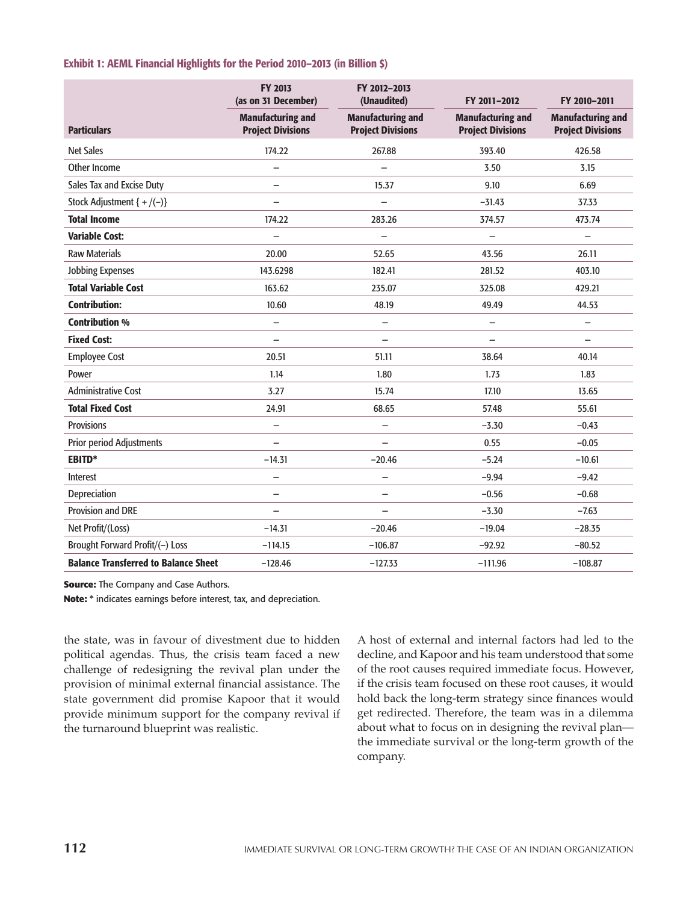**Exhibit 1: AEML Financial Highlights for the Period 2010–2013 (in Billion $)**

| Particulars | FY 2013 (as on 31 December) Manufacturing and Project Divisions | FY 2012–2013 (Unaudited) Manufacturing and Project Divisions | FY 2011–2012 Manufacturing and Project Divisions | FY 2010–2011 Manufacturing and Project Divisions |
|---|---|---|---|---|
| Net Sales | 174.22 | 267.88 | 393.40 | 426.58 |
| Other Income | – | – | 3.50 | 3.15 |
| Sales Tax and Excise Duty | – | 15.37 | 9.10 | 6.69 |
| Stock Adjustment { + /(–)} | – | – | –31.43 | 37.33 |
| **Total Income** | 174.22 | 283.26 | 374.57 | 473.74 |
| **Variable Cost:** | – | – | – | – |
| Raw Materials | 20.00 | 52.65 | 43.56 | 26.11 |
| Jobbing Expenses | 143.6298 | 182.41 | 281.52 | 403.10 |
| **Total Variable Cost** | 163.62 | 235.07 | 325.08 | 429.21 |
| **Contribution:** | 10.60 | 48.19 | 49.49 | 44.53 |
| **Contribution %** | – | – | – | – |
| **Fixed Cost:** | – | – | – | – |
| Employee Cost | 20.51 | 51.11 | 38.64 | 40.14 |
| Power | 1.14 | 1.80 | 1.73 | 1.83 |
| Administrative Cost | 3.27 | 15.74 | 17.10 | 13.65 |
| **Total Fixed Cost** | 24.91 | 68.65 | 57.48 | 55.61 |
| Provisions | – | – | –3.30 | –0.43 |
| Prior period Adjustments | – | – | 0.55 | –0.05 |
| **EBITD*** | –14.31 | –20.46 | –5.24 | –10.61 |
| Interest | – | – | –9.94 | –9.42 |
| Depreciation | – | – | –0.56 | –0.68 |
| Provision and DRE | – | – | –3.30 | –7.63 |
| Net Profit/(Loss) | –14.31 | –20.46 | –19.04 | –28.35 |
| Brought Forward Profit/(–) Loss | –114.15 | –106.87 | –92.92 | –80.52 |
| **Balance Transferred to Balance Sheet** | –128.46 | –127.33 | –111.96 | –108.87 |

**Source:** The Company and Case Authors.

**Note:** * indicates earnings before interest, tax, and depreciation.

the state, was in favour of divestment due to hidden political agendas. Thus, the crisis team faced a new challenge of redesigning the revival plan under the provision of minimal external financial assistance. The state government did promise Kapoor that it would provide minimum support for the company revival if the turnaround blueprint was realistic.

A host of external and internal factors had led to the decline, and Kapoor and his team understood that some of the root causes required immediate focus. However, if the crisis team focused on these root causes, it would hold back the long-term strategy since finances would get redirected. Therefore, the team was in a dilemma about what to focus on in designing the revival plan—the immediate survival or the long-term growth of the company.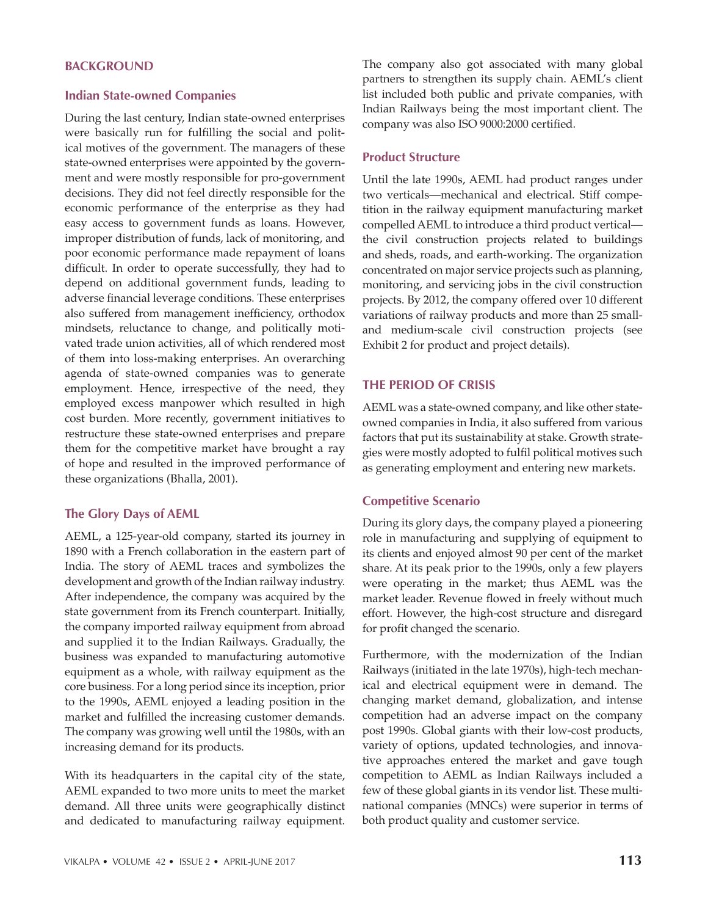## BACKGROUND

### Indian State-owned Companies

During the last century, Indian state-owned enterprises were basically run for fulfilling the social and political motives of the government. The managers of these state-owned enterprises were appointed by the government and were mostly responsible for pro-government decisions. They did not feel directly responsible for the economic performance of the enterprise as they had easy access to government funds as loans. However, improper distribution of funds, lack of monitoring, and poor economic performance made repayment of loans difficult. In order to operate successfully, they had to depend on additional government funds, leading to adverse financial leverage conditions. These enterprises also suffered from management inefficiency, orthodox mindsets, reluctance to change, and politically motivated trade union activities, all of which rendered most of them into loss-making enterprises. An overarching agenda of state-owned companies was to generate employment. Hence, irrespective of the need, they employed excess manpower which resulted in high cost burden. More recently, government initiatives to restructure these state-owned enterprises and prepare them for the competitive market have brought a ray of hope and resulted in the improved performance of these organizations (Bhalla, 2001).

### The Glory Days of AEML

AEML, a 125-year-old company, started its journey in 1890 with a French collaboration in the eastern part of India. The story of AEML traces and symbolizes the development and growth of the Indian railway industry. After independence, the company was acquired by the state government from its French counterpart. Initially, the company imported railway equipment from abroad and supplied it to the Indian Railways. Gradually, the business was expanded to manufacturing automotive equipment as a whole, with railway equipment as the core business. For a long period since its inception, prior to the 1990s, AEML enjoyed a leading position in the market and fulfilled the increasing customer demands. The company was growing well until the 1980s, with an increasing demand for its products.

With its headquarters in the capital city of the state, AEML expanded to two more units to meet the market demand. All three units were geographically distinct and dedicated to manufacturing railway equipment. The company also got associated with many global partners to strengthen its supply chain. AEML's client list included both public and private companies, with Indian Railways being the most important client. The company was also ISO 9000:2000 certified.

### Product Structure

Until the late 1990s, AEML had product ranges under two verticals—mechanical and electrical. Stiff competition in the railway equipment manufacturing market compelled AEML to introduce a third product vertical—the civil construction projects related to buildings and sheds, roads, and earth-working. The organization concentrated on major service projects such as planning, monitoring, and servicing jobs in the civil construction projects. By 2012, the company offered over 10 different variations of railway products and more than 25 small- and medium-scale civil construction projects (see Exhibit 2 for product and project details).

## THE PERIOD OF CRISIS

AEML was a state-owned company, and like other state-owned companies in India, it also suffered from various factors that put its sustainability at stake. Growth strategies were mostly adopted to fulfil political motives such as generating employment and entering new markets.

### Competitive Scenario

During its glory days, the company played a pioneering role in manufacturing and supplying of equipment to its clients and enjoyed almost 90 per cent of the market share. At its peak prior to the 1990s, only a few players were operating in the market; thus AEML was the market leader. Revenue flowed in freely without much effort. However, the high-cost structure and disregard for profit changed the scenario.

Furthermore, with the modernization of the Indian Railways (initiated in the late 1970s), high-tech mechanical and electrical equipment were in demand. The changing market demand, globalization, and intense competition had an adverse impact on the company post 1990s. Global giants with their low-cost products, variety of options, updated technologies, and innovative approaches entered the market and gave tough competition to AEML as Indian Railways included a few of these global giants in its vendor list. These multinational companies (MNCs) were superior in terms of both product quality and customer service.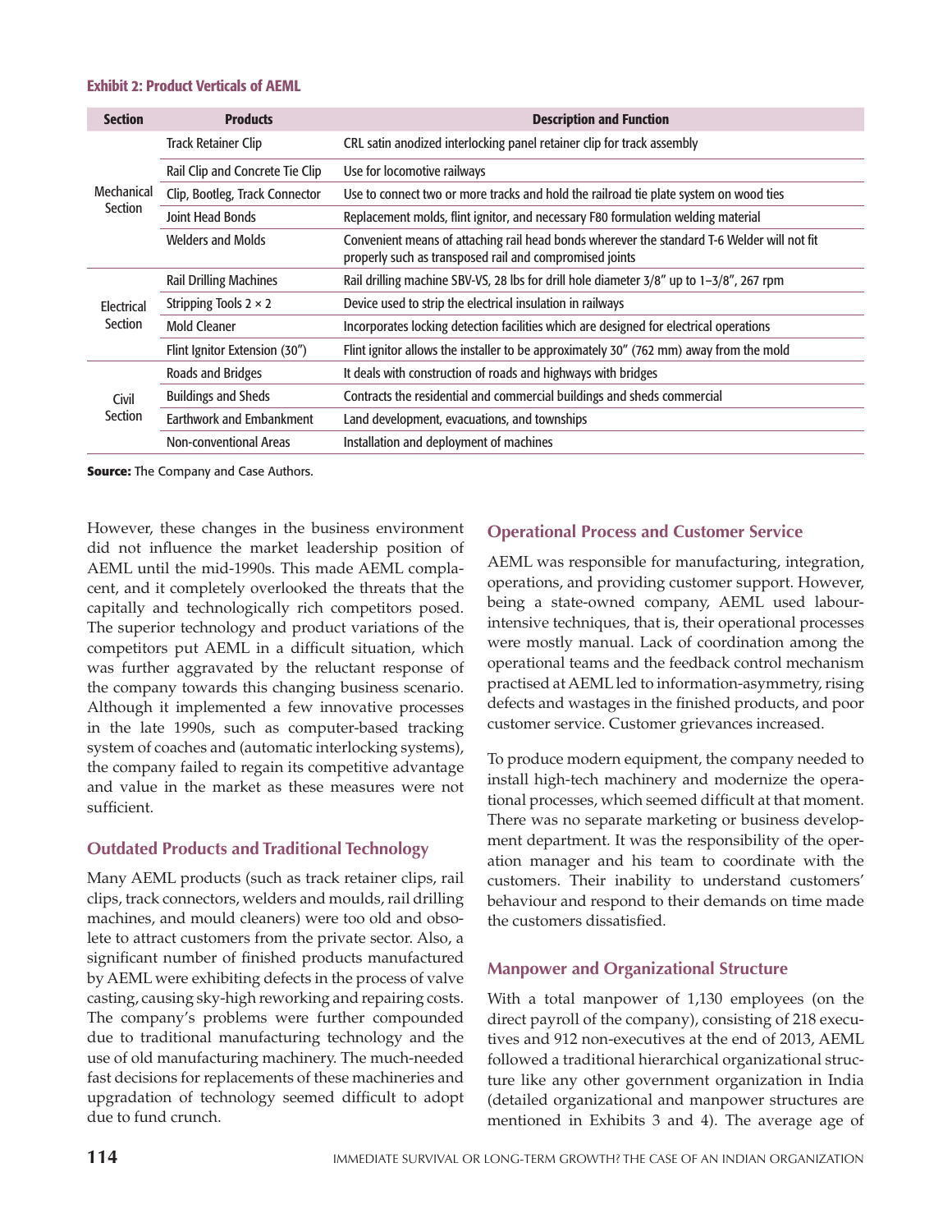**Exhibit 2: Product Verticals of AEML**

| Section | Products | Description and Function |
|---|---|---|
| Mechanical Section | Track Retainer Clip | CRL satin anodized interlocking panel retainer clip for track assembly |
| | Rail Clip and Concrete Tie Clip | Use for locomotive railways |
| | Clip, Bootleg, Track Connector | Use to connect two or more tracks and hold the railroad tie plate system on wood ties |
| | Joint Head Bonds | Replacement molds, flint ignitor, and necessary F80 formulation welding material |
| | Welders and Molds | Convenient means of attaching rail head bonds wherever the standard T-6 Welder will not fit properly such as transposed rail and compromised joints |
| Electrical Section | Rail Drilling Machines | Rail drilling machine SBV-VS, 28 lbs for drill hole diameter 3/8″ up to 1–3/8″, 267 rpm |
| | Stripping Tools 2 × 2 | Device used to strip the electrical insulation in railways |
| | Mold Cleaner | Incorporates locking detection facilities which are designed for electrical operations |
| | Flint Ignitor Extension (30″) | Flint ignitor allows the installer to be approximately 30″ (762 mm) away from the mold |
| Civil Section | Roads and Bridges | It deals with construction of roads and highways with bridges |
| | Buildings and Sheds | Contracts the residential and commercial buildings and sheds commercial |
| | Earthwork and Embankment | Land development, evacuations, and townships |
| | Non-conventional Areas | Installation and deployment of machines |

**Source:** The Company and Case Authors.

However, these changes in the business environment did not influence the market leadership position of AEML until the mid-1990s. This made AEML complacent, and it completely overlooked the threats that the capitally and technologically rich competitors posed. The superior technology and product variations of the competitors put AEML in a difficult situation, which was further aggravated by the reluctant response of the company towards this changing business scenario. Although it implemented a few innovative processes in the late 1990s, such as computer-based tracking system of coaches and (automatic interlocking systems), the company failed to regain its competitive advantage and value in the market as these measures were not sufficient.

## Outdated Products and Traditional Technology

Many AEML products (such as track retainer clips, rail clips, track connectors, welders and moulds, rail drilling machines, and mould cleaners) were too old and obsolete to attract customers from the private sector. Also, a significant number of finished products manufactured by AEML were exhibiting defects in the process of valve casting, causing sky-high reworking and repairing costs. The company's problems were further compounded due to traditional manufacturing technology and the use of old manufacturing machinery. The much-needed fast decisions for replacements of these machineries and upgradation of technology seemed difficult to adopt due to fund crunch.

## Operational Process and Customer Service

AEML was responsible for manufacturing, integration, operations, and providing customer support. However, being a state-owned company, AEML used labour-intensive techniques, that is, their operational processes were mostly manual. Lack of coordination among the operational teams and the feedback control mechanism practised at AEML led to information-asymmetry, rising defects and wastages in the finished products, and poor customer service. Customer grievances increased.

To produce modern equipment, the company needed to install high-tech machinery and modernize the operational processes, which seemed difficult at that moment. There was no separate marketing or business development department. It was the responsibility of the operation manager and his team to coordinate with the customers. Their inability to understand customers' behaviour and respond to their demands on time made the customers dissatisfied.

## Manpower and Organizational Structure

With a total manpower of 1,130 employees (on the direct payroll of the company), consisting of 218 executives and 912 non-executives at the end of 2013, AEML followed a traditional hierarchical organizational structure like any other government organization in India (detailed organizational and manpower structures are mentioned in Exhibits 3 and 4). The average age of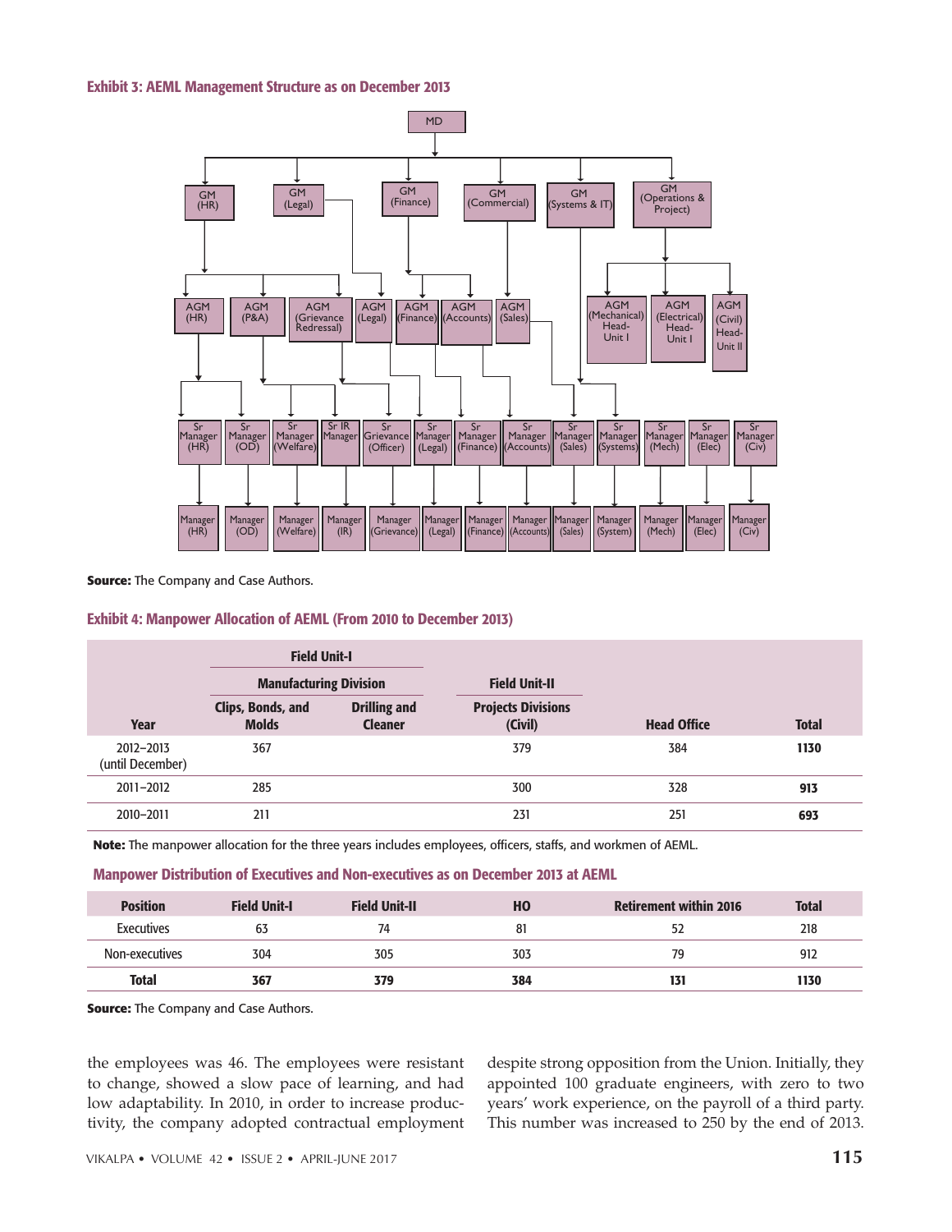**Exhibit 3: AEML Management Structure as on December 2013**

- MD
- GM (HR) | GM (Legal) | GM (Finance) | GM (Commercial) | GM (Systems & IT) | GM (Operations & Project)
- AGM (HR) | AGM (P&A) | AGM (Grievance Redressal) | AGM (Legal) | AGM (Finance) | AGM (Accounts) | AGM (Sales) | AGM (Mechanical) Head-Unit I | AGM (Electrical) Head-Unit I | AGM (Civil) Head-Unit II
- Sr Manager (HR) | Sr Manager (OD) | Sr Manager (Welfare) | Sr IR Manager | Sr Grievance (Officer) | Sr Manager (Legal) | Sr Manager (Finance) | Sr Manager (Accounts) | Sr Manager (Sales) | Sr Manager (Systems) | Sr Manager (Mech) | Sr Manager (Elec) | Sr Manager (Civ)
- Manager (HR) | Manager (OD) | Manager (Welfare) | Manager (IR) | Manager (Grievance) | Manager (Legal) | Manager (Finance) | Manager (Accounts) | Manager (Sales) | Manager (System) | Manager (Mech) | Manager (Elec) | Manager (Civ)

**Source:** The Company and Case Authors.

**Exhibit 4: Manpower Allocation of AEML (From 2010 to December 2013)**

| Year | Field Unit-I Manufacturing Division: Clips, Bonds, and Molds | Field Unit-I Manufacturing Division: Drilling and Cleaner | Field Unit-II Projects Divisions (Civil) | Head Office | Total |
|---|---|---|---|---|---|
| 2012–2013 (until December) | 367 | | 379 | 384 | **1130** |
| 2011–2012 | 285 | | 300 | 328 | **913** |
| 2010–2011 | 211 | | 231 | 251 | **693** |

**Note:** The manpower allocation for the three years includes employees, officers, staffs, and workmen of AEML.

**Manpower Distribution of Executives and Non-executives as on December 2013 at AEML**

| Position | Field Unit-I | Field Unit-II | HO | Retirement within 2016 | Total |
|---|---|---|---|---|---|
| Executives | 63 | 74 | 81 | 52 | 218 |
| Non-executives | 304 | 305 | 303 | 79 | 912 |
| **Total** | **367** | **379** | **384** | **131** | **1130** |

**Source:** The Company and Case Authors.

the employees was 46. The employees were resistant to change, showed a slow pace of learning, and had low adaptability. In 2010, in order to increase productivity, the company adopted contractual employment despite strong opposition from the Union. Initially, they appointed 100 graduate engineers, with zero to two years' work experience, on the payroll of a third party. This number was increased to 250 by the end of 2013.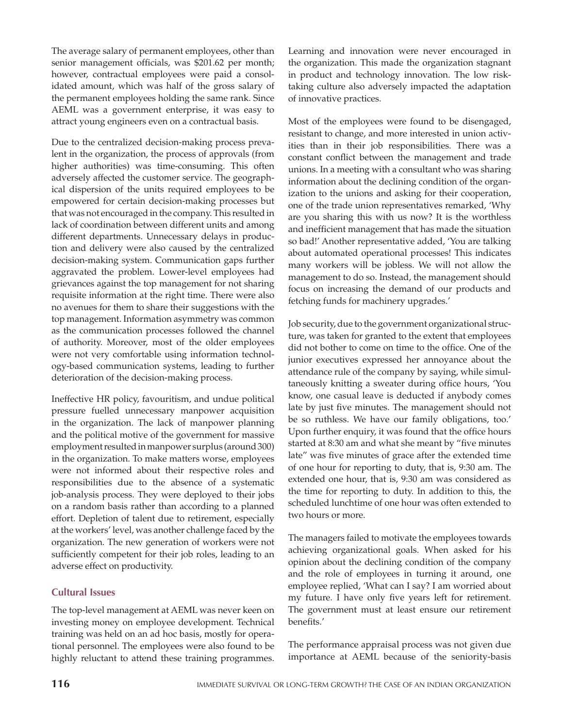The average salary of permanent employees, other than senior management officials, was $201.62 per month; however, contractual employees were paid a consolidated amount, which was half of the gross salary of the permanent employees holding the same rank. Since AEML was a government enterprise, it was easy to attract young engineers even on a contractual basis.

Due to the centralized decision-making process prevalent in the organization, the process of approvals (from higher authorities) was time-consuming. This often adversely affected the customer service. The geographical dispersion of the units required employees to be empowered for certain decision-making processes but that was not encouraged in the company. This resulted in lack of coordination between different units and among different departments. Unnecessary delays in production and delivery were also caused by the centralized decision-making system. Communication gaps further aggravated the problem. Lower-level employees had grievances against the top management for not sharing requisite information at the right time. There were also no avenues for them to share their suggestions with the top management. Information asymmetry was common as the communication processes followed the channel of authority. Moreover, most of the older employees were not very comfortable using information technology-based communication systems, leading to further deterioration of the decision-making process.

Ineffective HR policy, favouritism, and undue political pressure fuelled unnecessary manpower acquisition in the organization. The lack of manpower planning and the political motive of the government for massive employment resulted in manpower surplus (around 300) in the organization. To make matters worse, employees were not informed about their respective roles and responsibilities due to the absence of a systematic job-analysis process. They were deployed to their jobs on a random basis rather than according to a planned effort. Depletion of talent due to retirement, especially at the workers' level, was another challenge faced by the organization. The new generation of workers were not sufficiently competent for their job roles, leading to an adverse effect on productivity.

### Cultural Issues

The top-level management at AEML was never keen on investing money on employee development. Technical training was held on an ad hoc basis, mostly for operational personnel. The employees were also found to be highly reluctant to attend these training programmes. Learning and innovation were never encouraged in the organization. This made the organization stagnant in product and technology innovation. The low risk-taking culture also adversely impacted the adaptation of innovative practices.

Most of the employees were found to be disengaged, resistant to change, and more interested in union activities than in their job responsibilities. There was a constant conflict between the management and trade unions. In a meeting with a consultant who was sharing information about the declining condition of the organization to the unions and asking for their cooperation, one of the trade union representatives remarked, 'Why are you sharing this with us now? It is the worthless and inefficient management that has made the situation so bad!' Another representative added, 'You are talking about automated operational processes! This indicates many workers will be jobless. We will not allow the management to do so. Instead, the management should focus on increasing the demand of our products and fetching funds for machinery upgrades.'

Job security, due to the government organizational structure, was taken for granted to the extent that employees did not bother to come on time to the office. One of the junior executives expressed her annoyance about the attendance rule of the company by saying, while simultaneously knitting a sweater during office hours, 'You know, one casual leave is deducted if anybody comes late by just five minutes. The management should not be so ruthless. We have our family obligations, too.' Upon further enquiry, it was found that the office hours started at 8:30 am and what she meant by "five minutes late" was five minutes of grace after the extended time of one hour for reporting to duty, that is, 9:30 am. The extended one hour, that is, 9:30 am was considered as the time for reporting to duty. In addition to this, the scheduled lunchtime of one hour was often extended to two hours or more.

The managers failed to motivate the employees towards achieving organizational goals. When asked for his opinion about the declining condition of the company and the role of employees in turning it around, one employee replied, 'What can I say? I am worried about my future. I have only five years left for retirement. The government must at least ensure our retirement benefits.'

The performance appraisal process was not given due importance at AEML because of the seniority-basis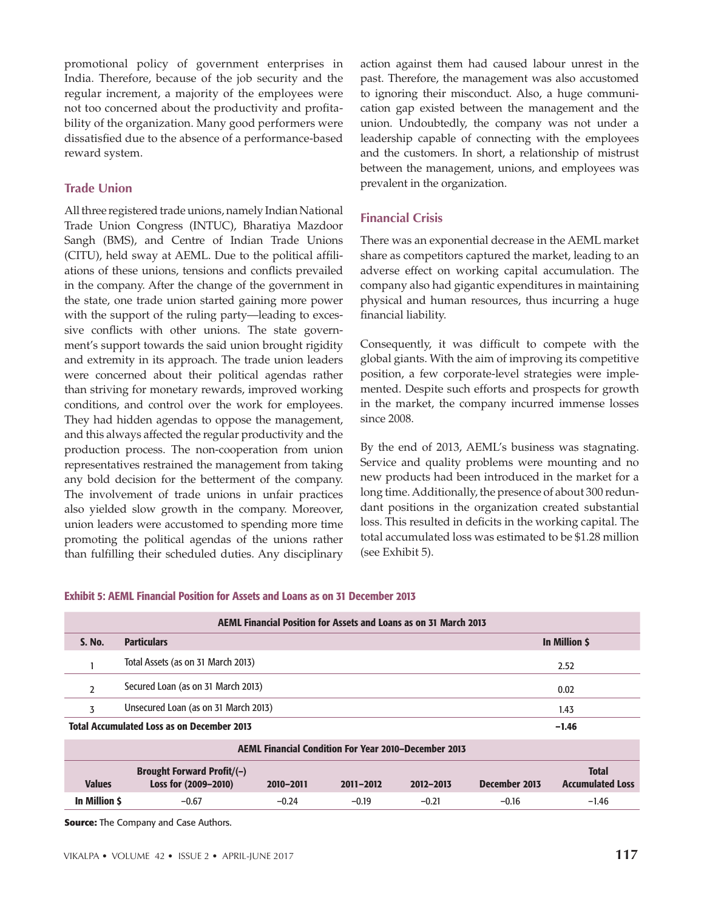promotional policy of government enterprises in India. Therefore, because of the job security and the regular increment, a majority of the employees were not too concerned about the productivity and profitability of the organization. Many good performers were dissatisfied due to the absence of a performance-based reward system.

### Trade Union

All three registered trade unions, namely Indian National Trade Union Congress (INTUC), Bharatiya Mazdoor Sangh (BMS), and Centre of Indian Trade Unions (CITU), held sway at AEML. Due to the political affiliations of these unions, tensions and conflicts prevailed in the company. After the change of the government in the state, one trade union started gaining more power with the support of the ruling party—leading to excessive conflicts with other unions. The state government's support towards the said union brought rigidity and extremity in its approach. The trade union leaders were concerned about their political agendas rather than striving for monetary rewards, improved working conditions, and control over the work for employees. They had hidden agendas to oppose the management, and this always affected the regular productivity and the production process. The non-cooperation from union representatives restrained the management from taking any bold decision for the betterment of the company. The involvement of trade unions in unfair practices also yielded slow growth in the company. Moreover, union leaders were accustomed to spending more time promoting the political agendas of the unions rather than fulfilling their scheduled duties. Any disciplinary action against them had caused labour unrest in the past. Therefore, the management was also accustomed to ignoring their misconduct. Also, a huge communication gap existed between the management and the union. Undoubtedly, the company was not under a leadership capable of connecting with the employees and the customers. In short, a relationship of mistrust between the management, unions, and employees was prevalent in the organization.

### Financial Crisis

There was an exponential decrease in the AEML market share as competitors captured the market, leading to an adverse effect on working capital accumulation. The company also had gigantic expenditures in maintaining physical and human resources, thus incurring a huge financial liability.

Consequently, it was difficult to compete with the global giants. With the aim of improving its competitive position, a few corporate-level strategies were implemented. Despite such efforts and prospects for growth in the market, the company incurred immense losses since 2008.

By the end of 2013, AEML's business was stagnating. Service and quality problems were mounting and no new products had been introduced in the market for a long time. Additionally, the presence of about 300 redundant positions in the organization created substantial loss. This resulted in deficits in the working capital. The total accumulated loss was estimated to be $1.28 million (see Exhibit 5).

**Exhibit 5: AEML Financial Position for Assets and Loans as on 31 December 2013**

| AEML Financial Position for Assets and Loans as on 31 March 2013 | | |
|---|---|---|
| **S. No.** | **Particulars** | **In Million $** |
| 1 | Total Assets (as on 31 March 2013) | 2.52 |
| 2 | Secured Loan (as on 31 March 2013) | 0.02 |
| 3 | Unsecured Loan (as on 31 March 2013) | 1.43 |
| **Total Accumulated Loss as on December 2013** | | **−1.46** |

| AEML Financial Condition For Year 2010–December 2013 | | | | | | |
|---|---|---|---|---|---|---|
| **Values** | **Brought Forward Profit/(−) Loss for (2009–2010)** | **2010–2011** | **2011–2012** | **2012–2013** | **December 2013** | **Total Accumulated Loss** |
| **In Million $** | −0.67 | −0.24 | −0.19 | −0.21 | −0.16 | −1.46 |

**Source:** The Company and Case Authors.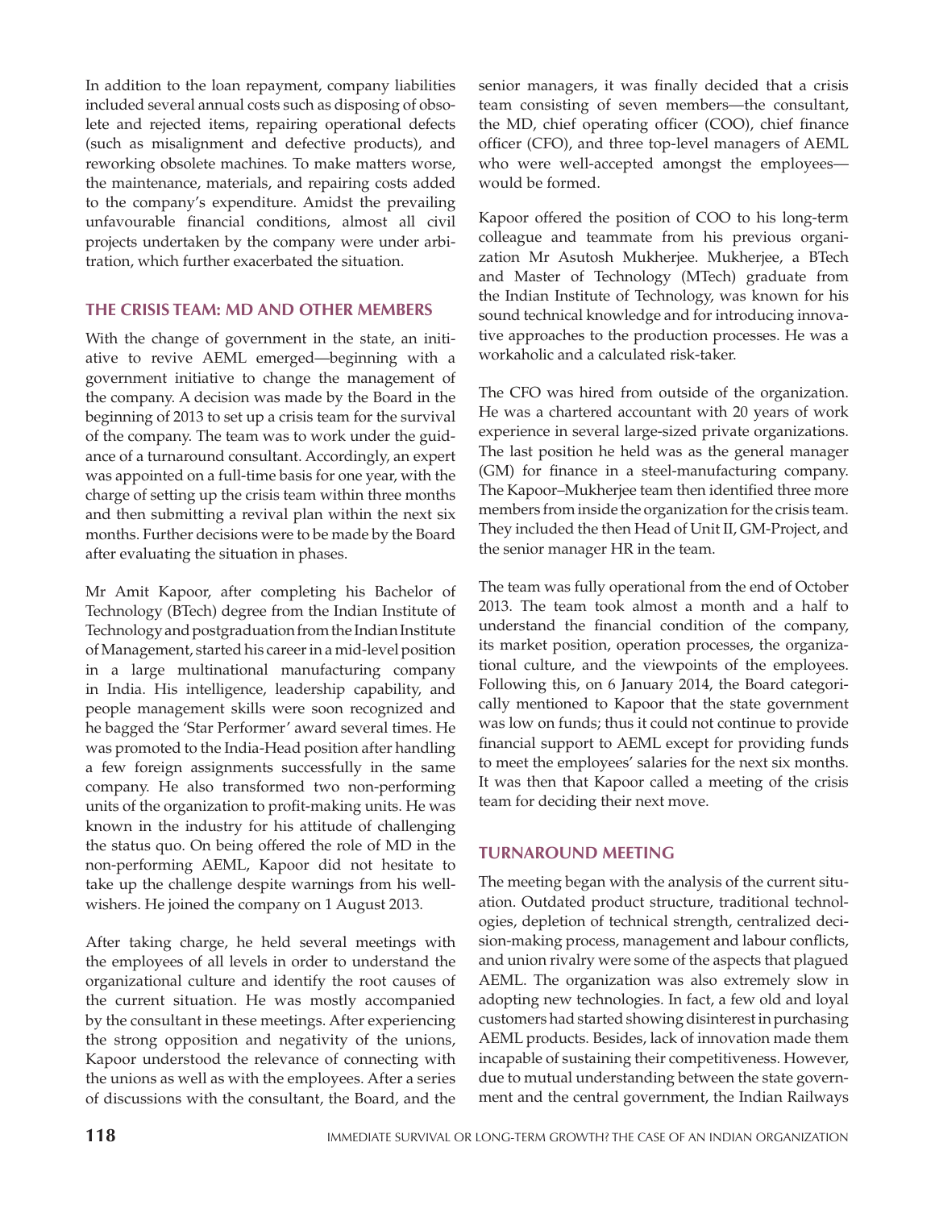In addition to the loan repayment, company liabilities included several annual costs such as disposing of obsolete and rejected items, repairing operational defects (such as misalignment and defective products), and reworking obsolete machines. To make matters worse, the maintenance, materials, and repairing costs added to the company's expenditure. Amidst the prevailing unfavourable financial conditions, almost all civil projects undertaken by the company were under arbitration, which further exacerbated the situation.

## THE CRISIS TEAM: MD AND OTHER MEMBERS

With the change of government in the state, an initiative to revive AEML emerged—beginning with a government initiative to change the management of the company. A decision was made by the Board in the beginning of 2013 to set up a crisis team for the survival of the company. The team was to work under the guidance of a turnaround consultant. Accordingly, an expert was appointed on a full-time basis for one year, with the charge of setting up the crisis team within three months and then submitting a revival plan within the next six months. Further decisions were to be made by the Board after evaluating the situation in phases.

Mr Amit Kapoor, after completing his Bachelor of Technology (BTech) degree from the Indian Institute of Technology and postgraduation from the Indian Institute of Management, started his career in a mid-level position in a large multinational manufacturing company in India. His intelligence, leadership capability, and people management skills were soon recognized and he bagged the 'Star Performer' award several times. He was promoted to the India-Head position after handling a few foreign assignments successfully in the same company. He also transformed two non-performing units of the organization to profit-making units. He was known in the industry for his attitude of challenging the status quo. On being offered the role of MD in the non-performing AEML, Kapoor did not hesitate to take up the challenge despite warnings from his well-wishers. He joined the company on 1 August 2013.

After taking charge, he held several meetings with the employees of all levels in order to understand the organizational culture and identify the root causes of the current situation. He was mostly accompanied by the consultant in these meetings. After experiencing the strong opposition and negativity of the unions, Kapoor understood the relevance of connecting with the unions as well as with the employees. After a series of discussions with the consultant, the Board, and the senior managers, it was finally decided that a crisis team consisting of seven members—the consultant, the MD, chief operating officer (COO), chief finance officer (CFO), and three top-level managers of AEML who were well-accepted amongst the employees—would be formed.

Kapoor offered the position of COO to his long-term colleague and teammate from his previous organization Mr Asutosh Mukherjee. Mukherjee, a BTech and Master of Technology (MTech) graduate from the Indian Institute of Technology, was known for his sound technical knowledge and for introducing innovative approaches to the production processes. He was a workaholic and a calculated risk-taker.

The CFO was hired from outside of the organization. He was a chartered accountant with 20 years of work experience in several large-sized private organizations. The last position he held was as the general manager (GM) for finance in a steel-manufacturing company. The Kapoor–Mukherjee team then identified three more members from inside the organization for the crisis team. They included the then Head of Unit II, GM-Project, and the senior manager HR in the team.

The team was fully operational from the end of October 2013. The team took almost a month and a half to understand the financial condition of the company, its market position, operation processes, the organizational culture, and the viewpoints of the employees. Following this, on 6 January 2014, the Board categorically mentioned to Kapoor that the state government was low on funds; thus it could not continue to provide financial support to AEML except for providing funds to meet the employees' salaries for the next six months. It was then that Kapoor called a meeting of the crisis team for deciding their next move.

## TURNAROUND MEETING

The meeting began with the analysis of the current situation. Outdated product structure, traditional technologies, depletion of technical strength, centralized decision-making process, management and labour conflicts, and union rivalry were some of the aspects that plagued AEML. The organization was also extremely slow in adopting new technologies. In fact, a few old and loyal customers had started showing disinterest in purchasing AEML products. Besides, lack of innovation made them incapable of sustaining their competitiveness. However, due to mutual understanding between the state government and the central government, the Indian Railways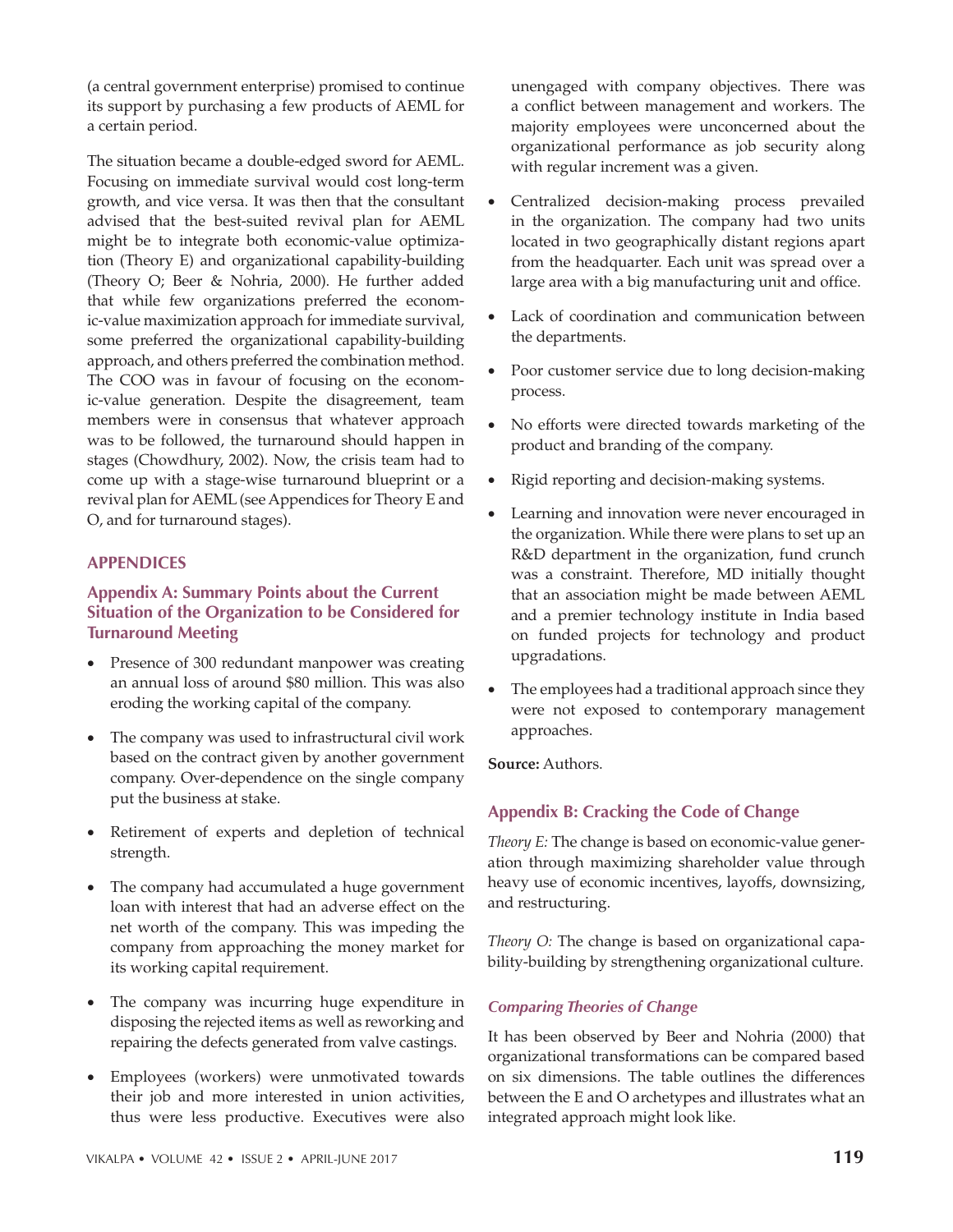(a central government enterprise) promised to continue its support by purchasing a few products of AEML for a certain period.

The situation became a double-edged sword for AEML. Focusing on immediate survival would cost long-term growth, and vice versa. It was then that the consultant advised that the best-suited revival plan for AEML might be to integrate both economic-value optimization (Theory E) and organizational capability-building (Theory O; Beer & Nohria, 2000). He further added that while few organizations preferred the economic-value maximization approach for immediate survival, some preferred the organizational capability-building approach, and others preferred the combination method. The COO was in favour of focusing on the economic-value generation. Despite the disagreement, team members were in consensus that whatever approach was to be followed, the turnaround should happen in stages (Chowdhury, 2002). Now, the crisis team had to come up with a stage-wise turnaround blueprint or a revival plan for AEML (see Appendices for Theory E and O, and for turnaround stages).

## APPENDICES

### Appendix A: Summary Points about the Current Situation of the Organization to be Considered for Turnaround Meeting

- Presence of 300 redundant manpower was creating an annual loss of around $80 million. This was also eroding the working capital of the company.
- The company was used to infrastructural civil work based on the contract given by another government company. Over-dependence on the single company put the business at stake.
- Retirement of experts and depletion of technical strength.
- The company had accumulated a huge government loan with interest that had an adverse effect on the net worth of the company. This was impeding the company from approaching the money market for its working capital requirement.
- The company was incurring huge expenditure in disposing the rejected items as well as reworking and repairing the defects generated from valve castings.
- Employees (workers) were unmotivated towards their job and more interested in union activities, thus were less productive. Executives were also unengaged with company objectives. There was a conflict between management and workers. The majority employees were unconcerned about the organizational performance as job security along with regular increment was a given.
- Centralized decision-making process prevailed in the organization. The company had two units located in two geographically distant regions apart from the headquarter. Each unit was spread over a large area with a big manufacturing unit and office.
- Lack of coordination and communication between the departments.
- Poor customer service due to long decision-making process.
- No efforts were directed towards marketing of the product and branding of the company.
- Rigid reporting and decision-making systems.
- Learning and innovation were never encouraged in the organization. While there were plans to set up an R&D department in the organization, fund crunch was a constraint. Therefore, MD initially thought that an association might be made between AEML and a premier technology institute in India based on funded projects for technology and product upgradations.
- The employees had a traditional approach since they were not exposed to contemporary management approaches.

**Source:** Authors.

### Appendix B: Cracking the Code of Change

*Theory E:* The change is based on economic-value generation through maximizing shareholder value through heavy use of economic incentives, layoffs, downsizing, and restructuring.

*Theory O:* The change is based on organizational capability-building by strengthening organizational culture.

#### *Comparing Theories of Change*

It has been observed by Beer and Nohria (2000) that organizational transformations can be compared based on six dimensions. The table outlines the differences between the E and O archetypes and illustrates what an integrated approach might look like.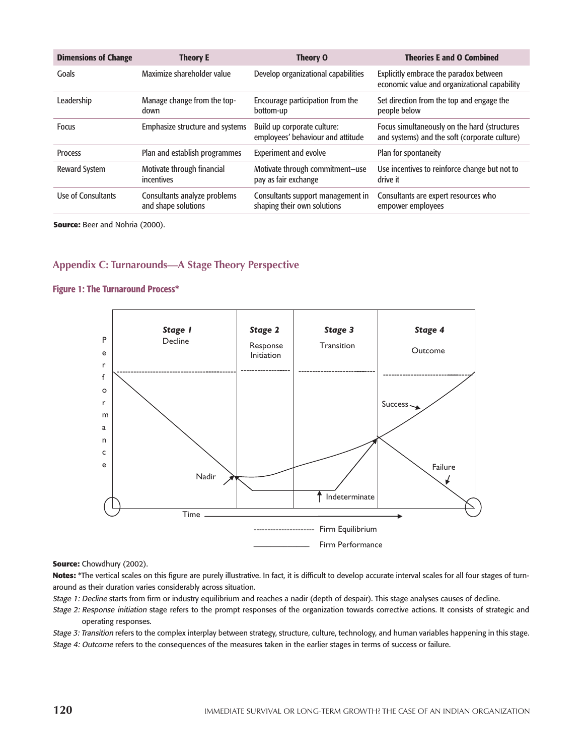| Dimensions of Change | Theory E | Theory O | Theories E and O Combined |
|---|---|---|---|
| Goals | Maximize shareholder value | Develop organizational capabilities | Explicitly embrace the paradox between economic value and organizational capability |
| Leadership | Manage change from the top-down | Encourage participation from the bottom-up | Set direction from the top and engage the people below |
| Focus | Emphasize structure and systems | Build up corporate culture: employees' behaviour and attitude | Focus simultaneously on the hard (structures and systems) and the soft (corporate culture) |
| Process | Plan and establish programmes | Experiment and evolve | Plan for spontaneity |
| Reward System | Motivate through financial incentives | Motivate through commitment—use pay as fair exchange | Use incentives to reinforce change but not to drive it |
| Use of Consultants | Consultants analyze problems and shape solutions | Consultants support management in shaping their own solutions | Consultants are expert resources who empower employees |

**Source:** Beer and Nohria (2000).

## Appendix C: Turnarounds—A Stage Theory Perspective

### Figure 1: The Turnaround Process*

Stage 1
Decline

Stage 2
Response Initiation

Stage 3
Transition

Stage 4
Outcome

Performance

Success

Failure

Nadir

Indeterminate

Time

Firm Equilibrium

Firm Performance

**Source:** Chowdhury (2002).

**Notes:** *The vertical scales on this figure are purely illustrative. In fact, it is difficult to develop accurate interval scales for all four stages of turnaround as their duration varies considerably across situation.

*Stage 1: Decline* starts from firm or industry equilibrium and reaches a nadir (depth of despair). This stage analyses causes of decline.

*Stage 2: Response initiation* stage refers to the prompt responses of the organization towards corrective actions. It consists of strategic and operating responses.

*Stage 3: Transition* refers to the complex interplay between strategy, structure, culture, technology, and human variables happening in this stage.

*Stage 4: Outcome* refers to the consequences of the measures taken in the earlier stages in terms of success or failure.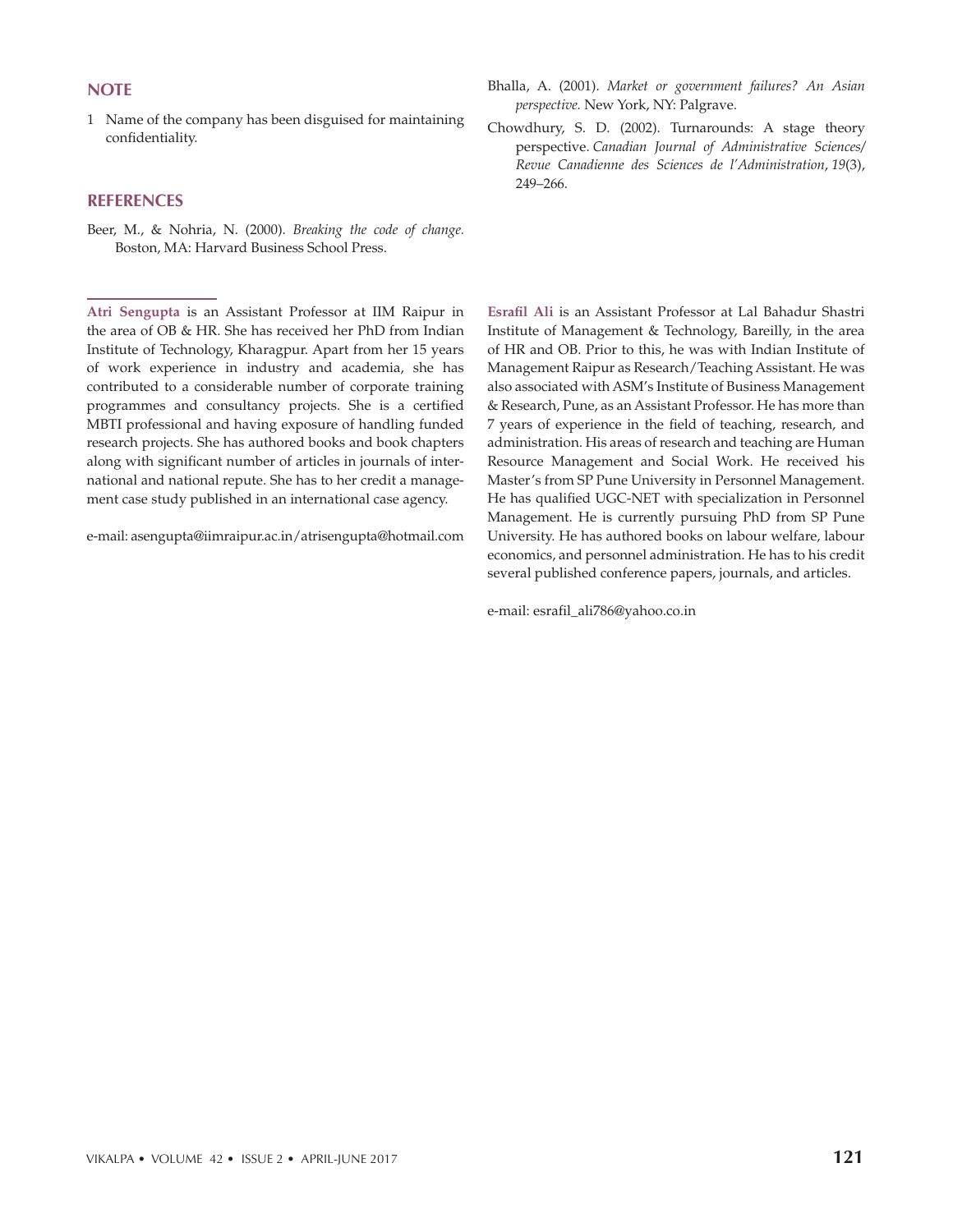## NOTE

1 Name of the company has been disguised for maintaining confidentiality.

## REFERENCES

Beer, M., & Nohria, N. (2000). *Breaking the code of change.* Boston, MA: Harvard Business School Press.

Bhalla, A. (2001). *Market or government failures? An Asian perspective.* New York, NY: Palgrave.

Chowdhury, S. D. (2002). Turnarounds: A stage theory perspective. *Canadian Journal of Administrative Sciences/Revue Canadienne des Sciences de l'Administration*, *19*(3), 249–266.

---

**Atri Sengupta** is an Assistant Professor at IIM Raipur in the area of OB & HR. She has received her PhD from Indian Institute of Technology, Kharagpur. Apart from her 15 years of work experience in industry and academia, she has contributed to a considerable number of corporate training programmes and consultancy projects. She is a certified MBTI professional and having exposure of handling funded research projects. She has authored books and book chapters along with significant number of articles in journals of international and national repute. She has to her credit a management case study published in an international case agency.

e-mail: asengupta@iimraipur.ac.in/atrisengupta@hotmail.com

**Esrafil Ali** is an Assistant Professor at Lal Bahadur Shastri Institute of Management & Technology, Bareilly, in the area of HR and OB. Prior to this, he was with Indian Institute of Management Raipur as Research/Teaching Assistant. He was also associated with ASM's Institute of Business Management & Research, Pune, as an Assistant Professor. He has more than 7 years of experience in the field of teaching, research, and administration. His areas of research and teaching are Human Resource Management and Social Work. He received his Master's from SP Pune University in Personnel Management. He has qualified UGC-NET with specialization in Personnel Management. He is currently pursuing PhD from SP Pune University. He has authored books on labour welfare, labour economics, and personnel administration. He has to his credit several published conference papers, journals, and articles.

e-mail: esrafil_ali786@yahoo.co.in